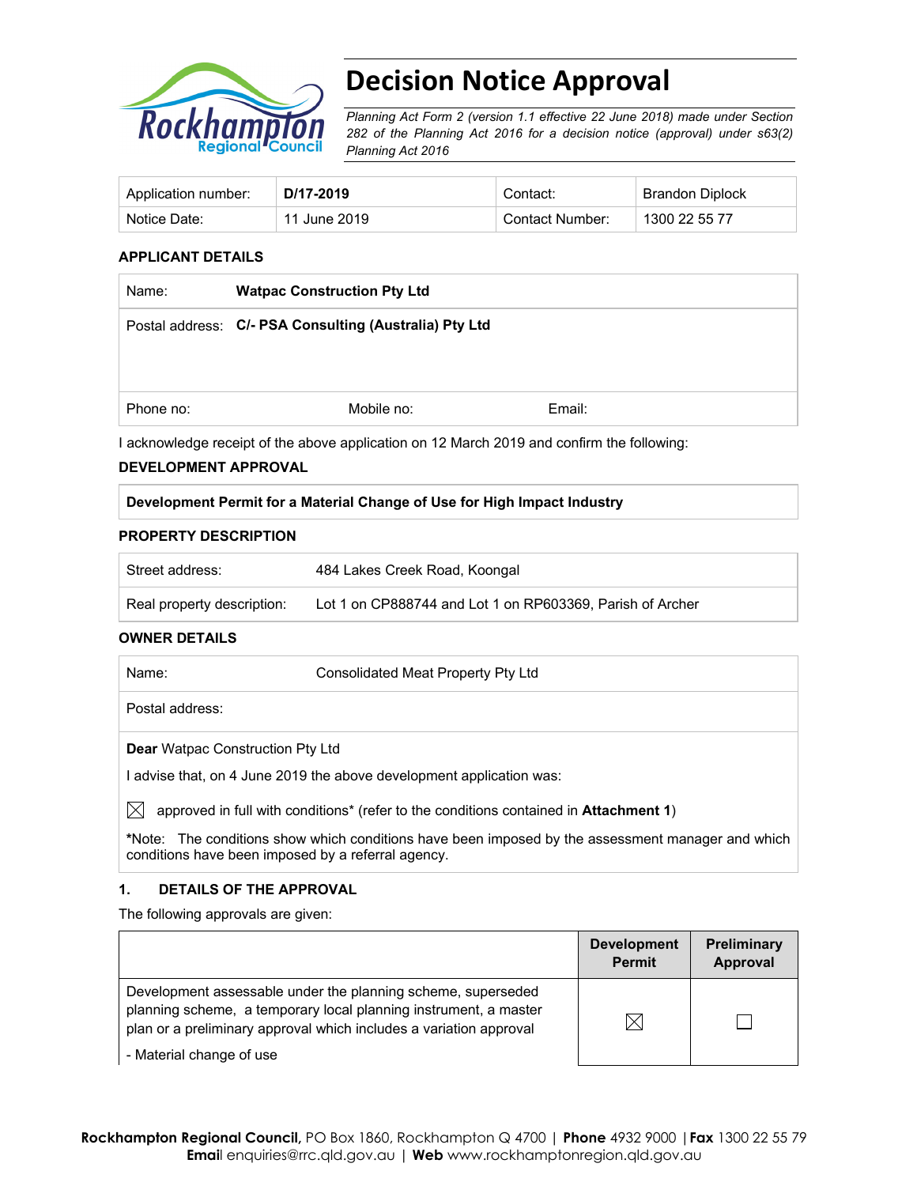# Decision Notice Approval

*Planning Act Form 2 (version 1.1 effective 22 June 2018) made under Section 282 of the Planning Act 2016 for a decision notice (approval) under s63(2) Planning Act 2016*

| Application number: | **D/17-2019** | Contact: | Brandon Diplock |
| --- | --- | --- | --- |
| Notice Date: | 11 June 2019 | Contact Number: | 1300 22 55 77 |

### APPLICANT DETAILS

| Name: | **Watpac Construction Pty Ltd** | |
| --- | --- | --- |
| Postal address: | **C/- PSA Consulting (Australia) Pty Ltd** | |
| Phone no: | Mobile no: | Email: |

I acknowledge receipt of the above application on 12 March 2019 and confirm the following:

### DEVELOPMENT APPROVAL

| **Development Permit for a Material Change of Use for High Impact Industry** |
| --- |

### PROPERTY DESCRIPTION

| Street address: | 484 Lakes Creek Road, Koongal |
| --- | --- |
| Real property description: | Lot 1 on CP888744 and Lot 1 on RP603369, Parish of Archer |

### OWNER DETAILS

| Name: | Consolidated Meat Property Pty Ltd |
| --- | --- |
| Postal address: | |

**Dear** Watpac Construction Pty Ltd

I advise that, on 4 June 2019 the above development application was:

☒ approved in full with conditions* (refer to the conditions contained in **Attachment 1**)

***Note:** The conditions show which conditions have been imposed by the assessment manager and which conditions have been imposed by a referral agency.

### 1. DETAILS OF THE APPROVAL

The following approvals are given:

| | Development Permit | Preliminary Approval |
| --- | --- | --- |
| Development assessable under the planning scheme, superseded planning scheme, a temporary local planning instrument, a master plan or a preliminary approval which includes a variation approval<br>- Material change of use | ☒ | ☐ |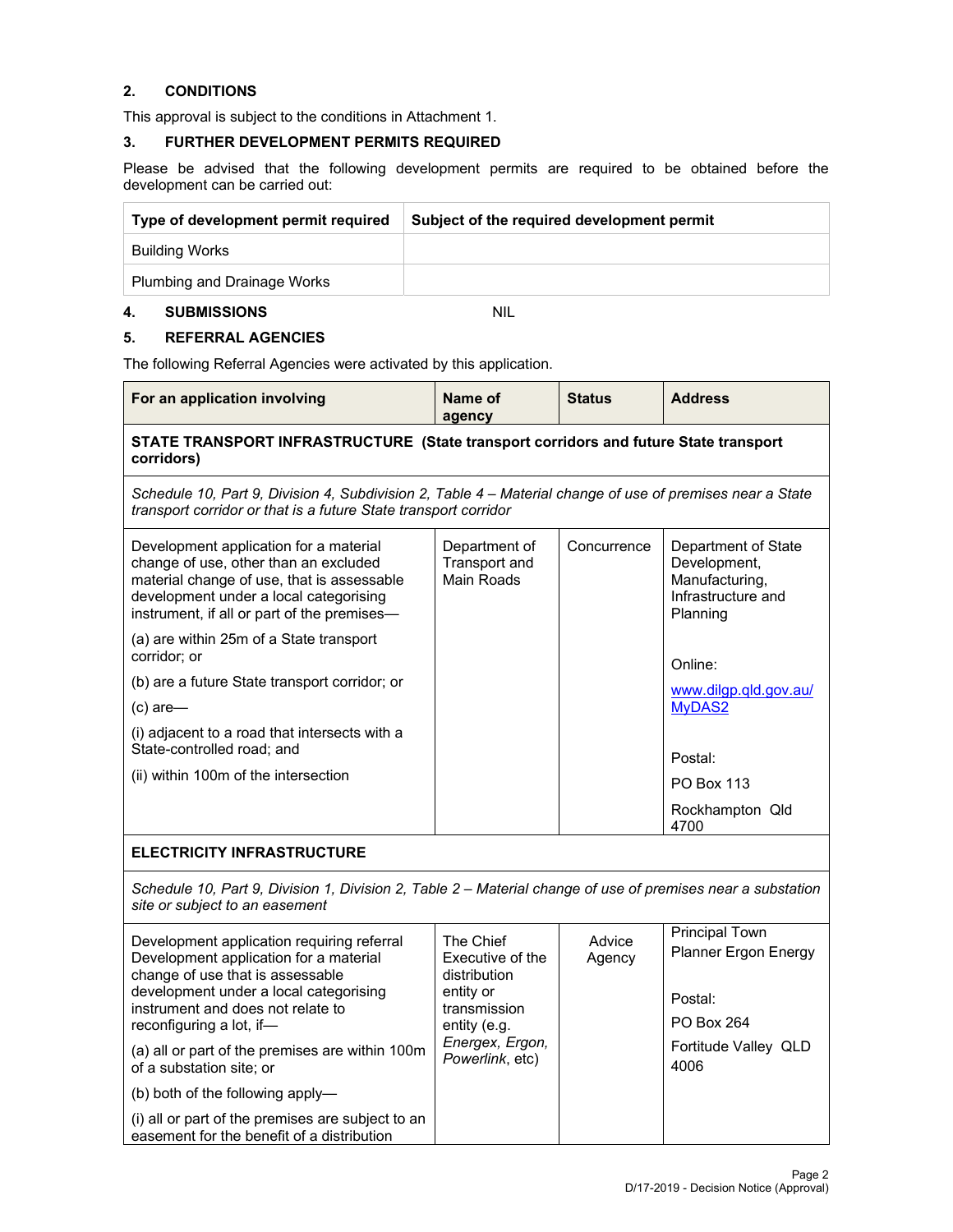## 2. CONDITIONS

This approval is subject to the conditions in Attachment 1.

## 3. FURTHER DEVELOPMENT PERMITS REQUIRED

Please be advised that the following development permits are required to be obtained before the development can be carried out:

| Type of development permit required | Subject of the required development permit |
|---|---|
| Building Works | |
| Plumbing and Drainage Works | |

## 4. SUBMISSIONS NIL

## 5. REFERRAL AGENCIES

The following Referral Agencies were activated by this application.

| For an application involving | Name of agency | Status | Address |
|---|---|---|---|
| **STATE TRANSPORT INFRASTRUCTURE (State transport corridors and future State transport corridors)** | | | |
| *Schedule 10, Part 9, Division 4, Subdivision 2, Table 4 – Material change of use of premises near a State transport corridor or that is a future State transport corridor* | | | |
| Development application for a material change of use, other than an excluded material change of use, that is assessable development under a local categorising instrument, if all or part of the premises—<br>(a) are within 25m of a State transport corridor; or<br>(b) are a future State transport corridor; or<br>(c) are—<br>(i) adjacent to a road that intersects with a State-controlled road; and<br>(ii) within 100m of the intersection | Department of Transport and Main Roads | Concurrence | Department of State Development, Manufacturing, Infrastructure and Planning<br><br>Online:<br>[www.dilgp.qld.gov.au/MyDAS2](www.dilgp.qld.gov.au/MyDAS2)<br><br>Postal:<br>PO Box 113<br>Rockhampton Qld 4700 |
| **ELECTRICITY INFRASTRUCTURE** | | | |
| *Schedule 10, Part 9, Division 1, Division 2, Table 2 – Material change of use of premises near a substation site or subject to an easement* | | | |
| Development application requiring referral Development application for a material change of use that is assessable development under a local categorising instrument and does not relate to reconfiguring a lot, if—<br>(a) all or part of the premises are within 100m of a substation site; or<br>(b) both of the following apply—<br>(i) all or part of the premises are subject to an easement for the benefit of a distribution | The Chief Executive of the distribution entity or transmission entity (e.g. *Energex, Ergon, Powerlink*, etc) | Advice Agency | Principal Town Planner Ergon Energy<br><br>Postal:<br>PO Box 264<br>Fortitude Valley QLD 4006 |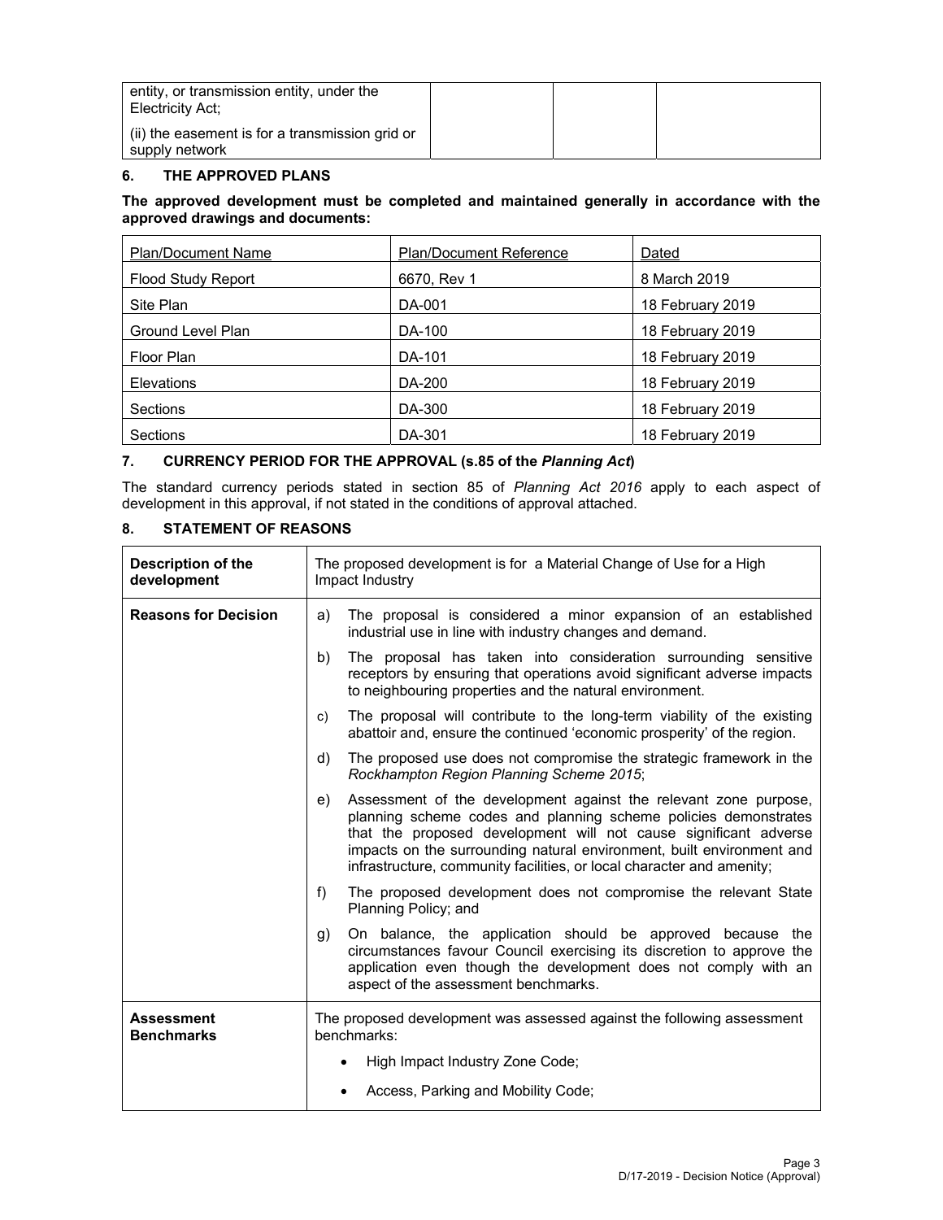| entity, or transmission entity, under the Electricity Act; (ii) the easement is for a transmission grid or supply network | | | |
|---|---|---|---|

## 6. THE APPROVED PLANS

**The approved development must be completed and maintained generally in accordance with the approved drawings and documents:**

| Plan/Document Name | Plan/Document Reference | Dated |
|---|---|---|
| Flood Study Report | 6670, Rev 1 | 8 March 2019 |
| Site Plan | DA-001 | 18 February 2019 |
| Ground Level Plan | DA-100 | 18 February 2019 |
| Floor Plan | DA-101 | 18 February 2019 |
| Elevations | DA-200 | 18 February 2019 |
| Sections | DA-300 | 18 February 2019 |
| Sections | DA-301 | 18 February 2019 |

## 7. CURRENCY PERIOD FOR THE APPROVAL (s.85 of the *Planning Act*)

The standard currency periods stated in section 85 of *Planning Act 2016* apply to each aspect of development in this approval, if not stated in the conditions of approval attached.

## 8. STATEMENT OF REASONS

| **Description of the development** | The proposed development is for a Material Change of Use for a High Impact Industry |
|---|---|
| **Reasons for Decision** | a) The proposal is considered a minor expansion of an established industrial use in line with industry changes and demand.<br>b) The proposal has taken into consideration surrounding sensitive receptors by ensuring that operations avoid significant adverse impacts to neighbouring properties and the natural environment.<br>c) The proposal will contribute to the long-term viability of the existing abattoir and, ensure the continued 'economic prosperity' of the region.<br>d) The proposed use does not compromise the strategic framework in the *Rockhampton Region Planning Scheme 2015*;<br>e) Assessment of the development against the relevant zone purpose, planning scheme codes and planning scheme policies demonstrates that the proposed development will not cause significant adverse impacts on the surrounding natural environment, built environment and infrastructure, community facilities, or local character and amenity;<br>f) The proposed development does not compromise the relevant State Planning Policy; and<br>g) On balance, the application should be approved because the circumstances favour Council exercising its discretion to approve the application even though the development does not comply with an aspect of the assessment benchmarks. |
| **Assessment Benchmarks** | The proposed development was assessed against the following assessment benchmarks:<br>• High Impact Industry Zone Code;<br>• Access, Parking and Mobility Code; |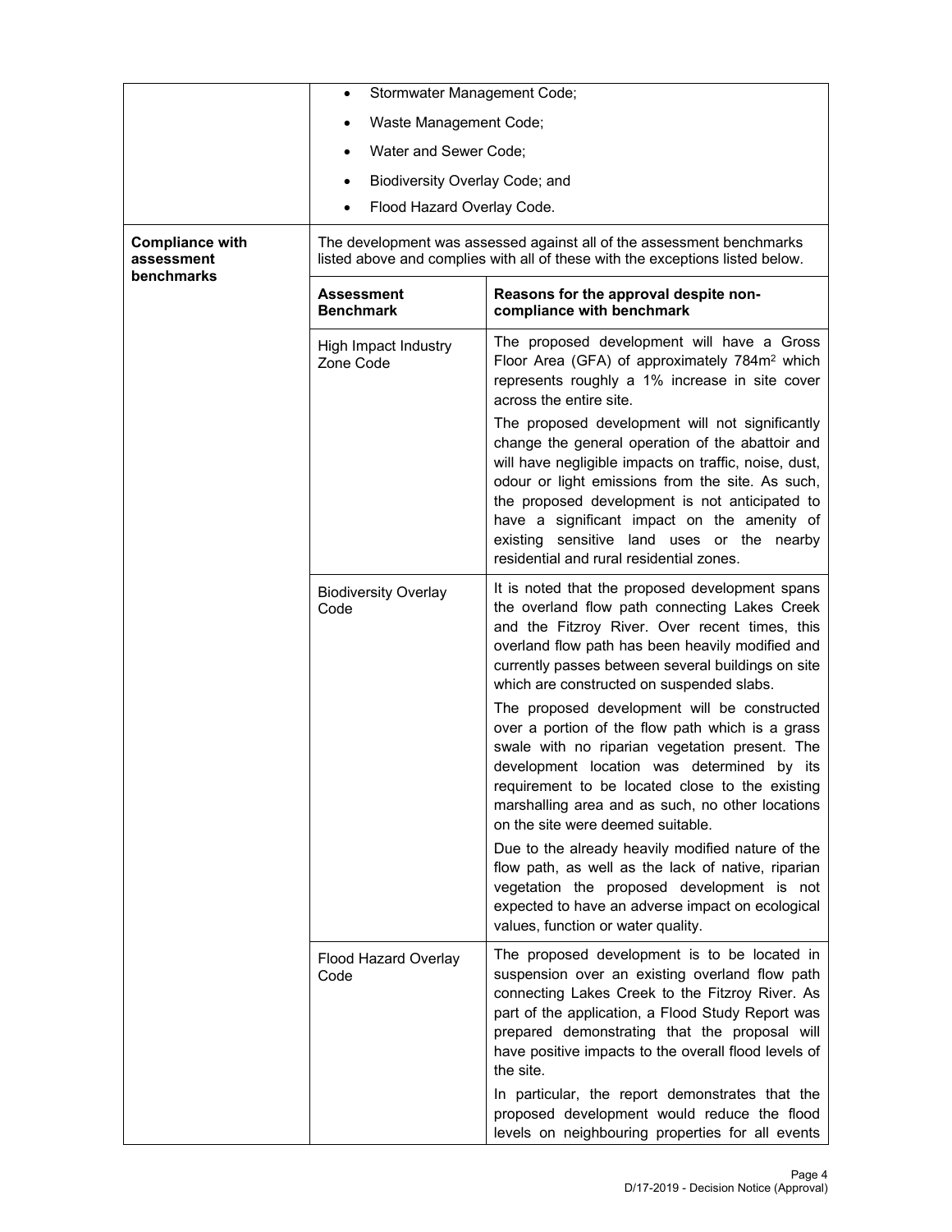| | |
|---|---|
| | • Stormwater Management Code;<br>• Waste Management Code;<br>• Water and Sewer Code;<br>• Biodiversity Overlay Code; and<br>• Flood Hazard Overlay Code. |
| **Compliance with assessment benchmarks** | The development was assessed against all of the assessment benchmarks listed above and complies with all of these with the exceptions listed below. |

| **Assessment Benchmark** | **Reasons for the approval despite non-compliance with benchmark** |
|---|---|
| High Impact Industry Zone Code | The proposed development will have a Gross Floor Area (GFA) of approximately 784m² which represents roughly a 1% increase in site cover across the entire site.<br><br>The proposed development will not significantly change the general operation of the abattoir and will have negligible impacts on traffic, noise, dust, odour or light emissions from the site. As such, the proposed development is not anticipated to have a significant impact on the amenity of existing sensitive land uses or the nearby residential and rural residential zones. |
| Biodiversity Overlay Code | It is noted that the proposed development spans the overland flow path connecting Lakes Creek and the Fitzroy River. Over recent times, this overland flow path has been heavily modified and currently passes between several buildings on site which are constructed on suspended slabs.<br><br>The proposed development will be constructed over a portion of the flow path which is a grass swale with no riparian vegetation present. The development location was determined by its requirement to be located close to the existing marshalling area and as such, no other locations on the site were deemed suitable.<br><br>Due to the already heavily modified nature of the flow path, as well as the lack of native, riparian vegetation the proposed development is not expected to have an adverse impact on ecological values, function or water quality. |
| Flood Hazard Overlay Code | The proposed development is to be located in suspension over an existing overland flow path connecting Lakes Creek to the Fitzroy River. As part of the application, a Flood Study Report was prepared demonstrating that the proposal will have positive impacts to the overall flood levels of the site.<br><br>In particular, the report demonstrates that the proposed development would reduce the flood levels on neighbouring properties for all events |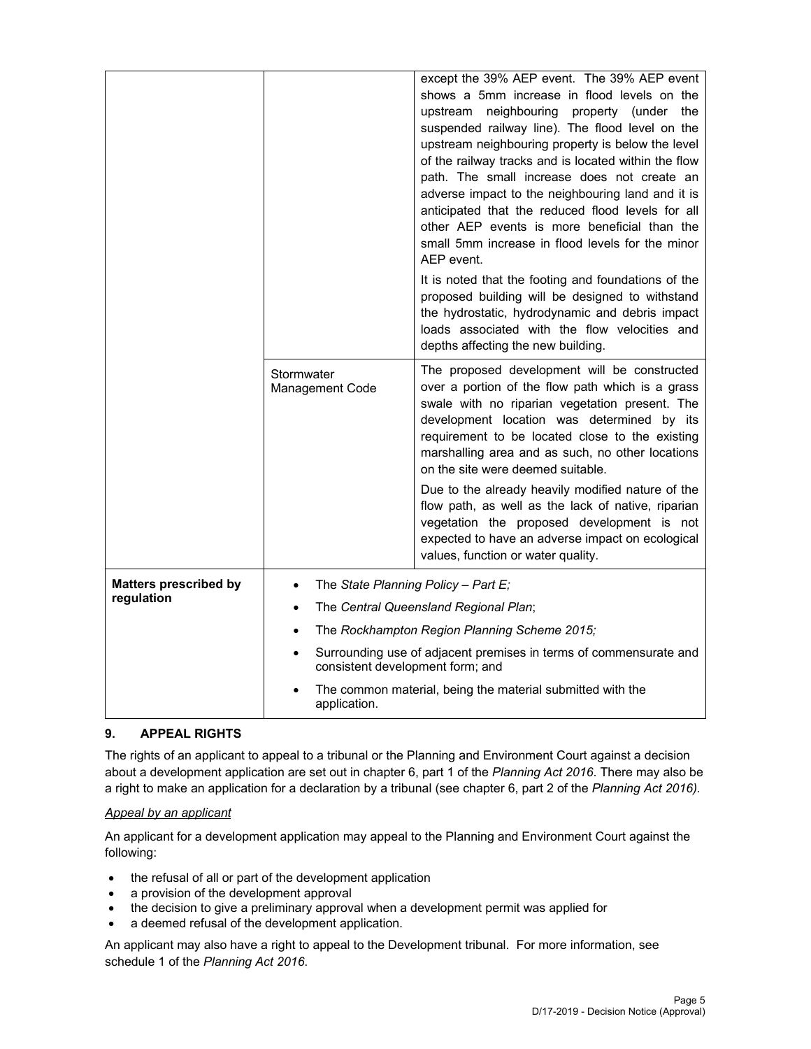| | | |
|---|---|---|
| | | except the 39% AEP event. The 39% AEP event shows a 5mm increase in flood levels on the upstream neighbouring property (under the suspended railway line). The flood level on the upstream neighbouring property is below the level of the railway tracks and is located within the flow path. The small increase does not create an adverse impact to the neighbouring land and it is anticipated that the reduced flood levels for all other AEP events is more beneficial than the small 5mm increase in flood levels for the minor AEP event.<br><br>It is noted that the footing and foundations of the proposed building will be designed to withstand the hydrostatic, hydrodynamic and debris impact loads associated with the flow velocities and depths affecting the new building. |
| | Stormwater Management Code | The proposed development will be constructed over a portion of the flow path which is a grass swale with no riparian vegetation present. The development location was determined by its requirement to be located close to the existing marshalling area and as such, no other locations on the site were deemed suitable.<br><br>Due to the already heavily modified nature of the flow path, as well as the lack of native, riparian vegetation the proposed development is not expected to have an adverse impact on ecological values, function or water quality. |
| **Matters prescribed by regulation** | • The *State Planning Policy – Part E;*<br>• The *Central Queensland Regional Plan*;<br>• The *Rockhampton Region Planning Scheme 2015;*<br>• Surrounding use of adjacent premises in terms of commensurate and consistent development form; and<br>• The common material, being the material submitted with the application. | |

## 9. APPEAL RIGHTS

The rights of an applicant to appeal to a tribunal or the Planning and Environment Court against a decision about a development application are set out in chapter 6, part 1 of the *Planning Act 2016*. There may also be a right to make an application for a declaration by a tribunal (see chapter 6, part 2 of the *Planning Act 2016).*

*Appeal by an applicant*

An applicant for a development application may appeal to the Planning and Environment Court against the following:

- the refusal of all or part of the development application
- a provision of the development approval
- the decision to give a preliminary approval when a development permit was applied for
- a deemed refusal of the development application.

An applicant may also have a right to appeal to the Development tribunal. For more information, see schedule 1 of the *Planning Act 2016*.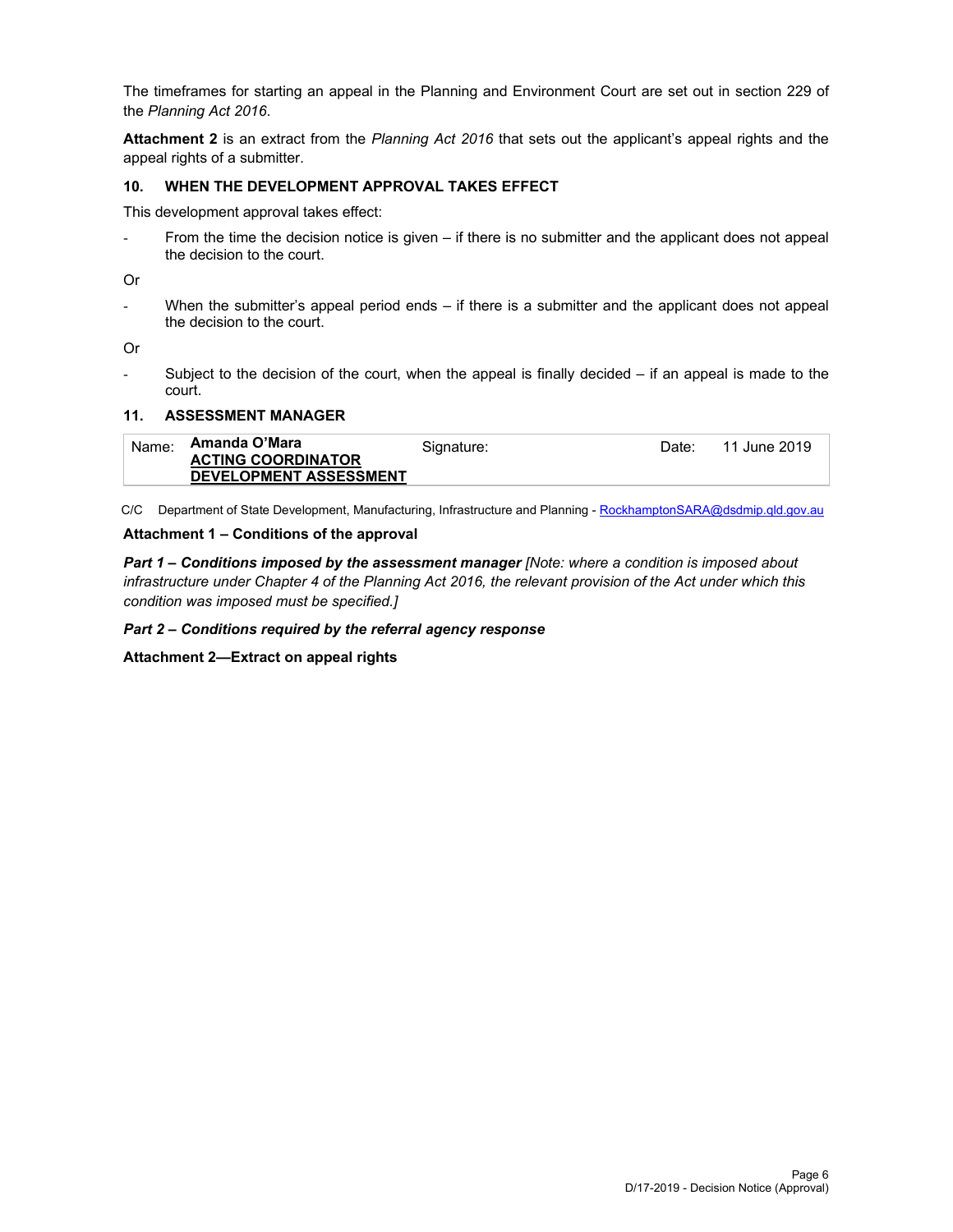The timeframes for starting an appeal in the Planning and Environment Court are set out in section 229 of the *Planning Act 2016*.

**Attachment 2** is an extract from the *Planning Act 2016* that sets out the applicant's appeal rights and the appeal rights of a submitter.

### 10. WHEN THE DEVELOPMENT APPROVAL TAKES EFFECT

This development approval takes effect:

- From the time the decision notice is given – if there is no submitter and the applicant does not appeal the decision to the court.

Or

- When the submitter's appeal period ends – if there is a submitter and the applicant does not appeal the decision to the court.

Or

- Subject to the decision of the court, when the appeal is finally decided – if an appeal is made to the court.

### 11. ASSESSMENT MANAGER

| Name: | **Amanda O'Mara**<br>**ACTING COORDINATOR DEVELOPMENT ASSESSMENT** | Signature: | Date: | 11 June 2019 |
|---|---|---|---|---|

C/C Department of State Development, Manufacturing, Infrastructure and Planning - RockhamptonSARA@dsdmip.qld.gov.au

**Attachment 1 – Conditions of the approval**

***Part 1 – Conditions imposed by the assessment manager*** *[Note: where a condition is imposed about infrastructure under Chapter 4 of the Planning Act 2016, the relevant provision of the Act under which this condition was imposed must be specified.]*

***Part 2 – Conditions required by the referral agency response***

**Attachment 2—Extract on appeal rights**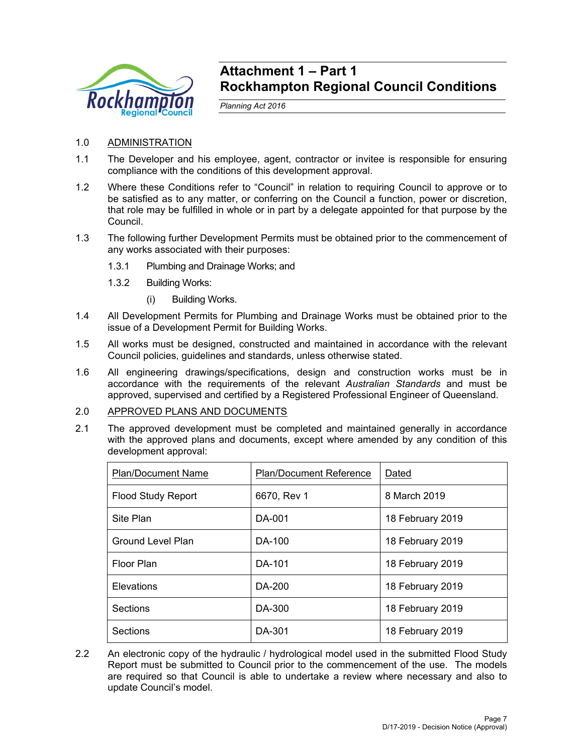# Attachment 1 – Part 1
# Rockhampton Regional Council Conditions

*Planning Act 2016*

1.0 ADMINISTRATION

1.1 The Developer and his employee, agent, contractor or invitee is responsible for ensuring compliance with the conditions of this development approval.

1.2 Where these Conditions refer to "Council" in relation to requiring Council to approve or to be satisfied as to any matter, or conferring on the Council a function, power or discretion, that role may be fulfilled in whole or in part by a delegate appointed for that purpose by the Council.

1.3 The following further Development Permits must be obtained prior to the commencement of any works associated with their purposes:

- 1.3.1 Plumbing and Drainage Works; and
- 1.3.2 Building Works:
  - (i) Building Works.

1.4 All Development Permits for Plumbing and Drainage Works must be obtained prior to the issue of a Development Permit for Building Works.

1.5 All works must be designed, constructed and maintained in accordance with the relevant Council policies, guidelines and standards, unless otherwise stated.

1.6 All engineering drawings/specifications, design and construction works must be in accordance with the requirements of the relevant *Australian Standards* and must be approved, supervised and certified by a Registered Professional Engineer of Queensland.

2.0 APPROVED PLANS AND DOCUMENTS

2.1 The approved development must be completed and maintained generally in accordance with the approved plans and documents, except where amended by any condition of this development approval:

| Plan/Document Name | Plan/Document Reference | Dated |
|---|---|---|
| Flood Study Report | 6670, Rev 1 | 8 March 2019 |
| Site Plan | DA-001 | 18 February 2019 |
| Ground Level Plan | DA-100 | 18 February 2019 |
| Floor Plan | DA-101 | 18 February 2019 |
| Elevations | DA-200 | 18 February 2019 |
| Sections | DA-300 | 18 February 2019 |
| Sections | DA-301 | 18 February 2019 |

2.2 An electronic copy of the hydraulic / hydrological model used in the submitted Flood Study Report must be submitted to Council prior to the commencement of the use. The models are required so that Council is able to undertake a review where necessary and also to update Council's model.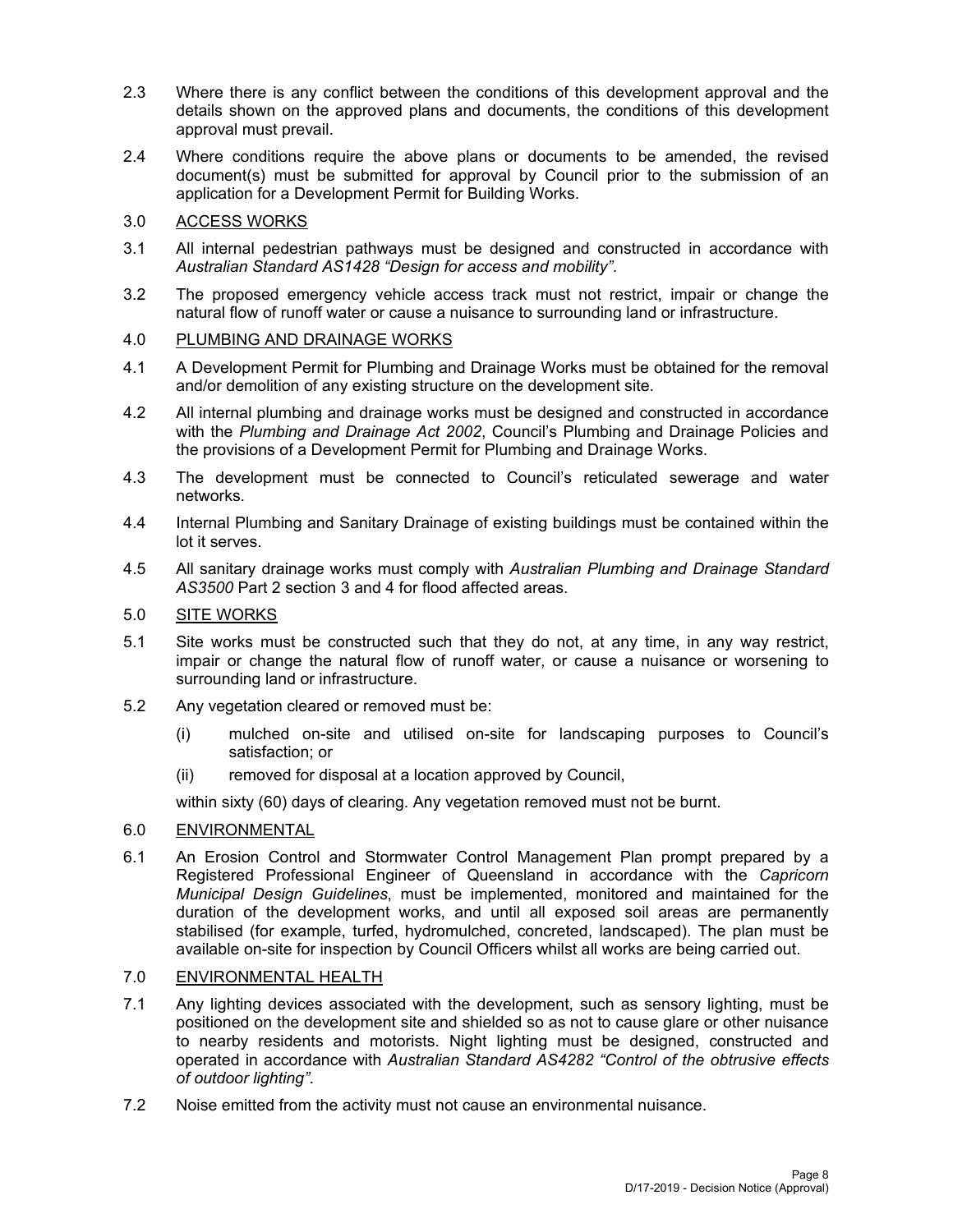2.3 Where there is any conflict between the conditions of this development approval and the details shown on the approved plans and documents, the conditions of this development approval must prevail.

2.4 Where conditions require the above plans or documents to be amended, the revised document(s) must be submitted for approval by Council prior to the submission of an application for a Development Permit for Building Works.

3.0 <u>ACCESS WORKS</u>

3.1 All internal pedestrian pathways must be designed and constructed in accordance with *Australian Standard AS1428 "Design for access and mobility"*.

3.2 The proposed emergency vehicle access track must not restrict, impair or change the natural flow of runoff water or cause a nuisance to surrounding land or infrastructure.

4.0 <u>PLUMBING AND DRAINAGE WORKS</u>

4.1 A Development Permit for Plumbing and Drainage Works must be obtained for the removal and/or demolition of any existing structure on the development site.

4.2 All internal plumbing and drainage works must be designed and constructed in accordance with the *Plumbing and Drainage Act 2002*, Council's Plumbing and Drainage Policies and the provisions of a Development Permit for Plumbing and Drainage Works.

4.3 The development must be connected to Council's reticulated sewerage and water networks.

4.4 Internal Plumbing and Sanitary Drainage of existing buildings must be contained within the lot it serves.

4.5 All sanitary drainage works must comply with *Australian Plumbing and Drainage Standard AS3500* Part 2 section 3 and 4 for flood affected areas.

5.0 <u>SITE WORKS</u>

5.1 Site works must be constructed such that they do not, at any time, in any way restrict, impair or change the natural flow of runoff water, or cause a nuisance or worsening to surrounding land or infrastructure.

5.2 Any vegetation cleared or removed must be:

 (i) mulched on-site and utilised on-site for landscaping purposes to Council's satisfaction; or

 (ii) removed for disposal at a location approved by Council,

 within sixty (60) days of clearing. Any vegetation removed must not be burnt.

6.0 <u>ENVIRONMENTAL</u>

6.1 An Erosion Control and Stormwater Control Management Plan prompt prepared by a Registered Professional Engineer of Queensland in accordance with the *Capricorn Municipal Design Guidelines*, must be implemented, monitored and maintained for the duration of the development works, and until all exposed soil areas are permanently stabilised (for example, turfed, hydromulched, concreted, landscaped). The plan must be available on-site for inspection by Council Officers whilst all works are being carried out.

7.0 <u>ENVIRONMENTAL HEALTH</u>

7.1 Any lighting devices associated with the development, such as sensory lighting, must be positioned on the development site and shielded so as not to cause glare or other nuisance to nearby residents and motorists. Night lighting must be designed, constructed and operated in accordance with *Australian Standard AS4282 "Control of the obtrusive effects of outdoor lighting"*.

7.2 Noise emitted from the activity must not cause an environmental nuisance.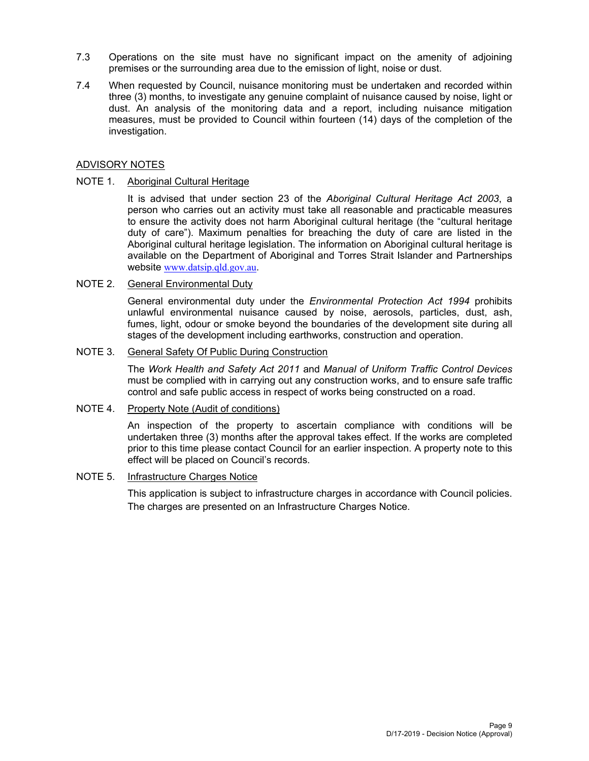7.3 Operations on the site must have no significant impact on the amenity of adjoining premises or the surrounding area due to the emission of light, noise or dust.

7.4 When requested by Council, nuisance monitoring must be undertaken and recorded within three (3) months, to investigate any genuine complaint of nuisance caused by noise, light or dust. An analysis of the monitoring data and a report, including nuisance mitigation measures, must be provided to Council within fourteen (14) days of the completion of the investigation.

## ADVISORY NOTES

NOTE 1. Aboriginal Cultural Heritage

It is advised that under section 23 of the *Aboriginal Cultural Heritage Act 2003*, a person who carries out an activity must take all reasonable and practicable measures to ensure the activity does not harm Aboriginal cultural heritage (the "cultural heritage duty of care"). Maximum penalties for breaching the duty of care are listed in the Aboriginal cultural heritage legislation. The information on Aboriginal cultural heritage is available on the Department of Aboriginal and Torres Strait Islander and Partnerships website www.datsip.qld.gov.au.

NOTE 2. General Environmental Duty

General environmental duty under the *Environmental Protection Act 1994* prohibits unlawful environmental nuisance caused by noise, aerosols, particles, dust, ash, fumes, light, odour or smoke beyond the boundaries of the development site during all stages of the development including earthworks, construction and operation.

NOTE 3. General Safety Of Public During Construction

The *Work Health and Safety Act 2011* and *Manual of Uniform Traffic Control Devices* must be complied with in carrying out any construction works, and to ensure safe traffic control and safe public access in respect of works being constructed on a road.

NOTE 4. Property Note (Audit of conditions)

An inspection of the property to ascertain compliance with conditions will be undertaken three (3) months after the approval takes effect. If the works are completed prior to this time please contact Council for an earlier inspection. A property note to this effect will be placed on Council's records.

NOTE 5. Infrastructure Charges Notice

This application is subject to infrastructure charges in accordance with Council policies. The charges are presented on an Infrastructure Charges Notice.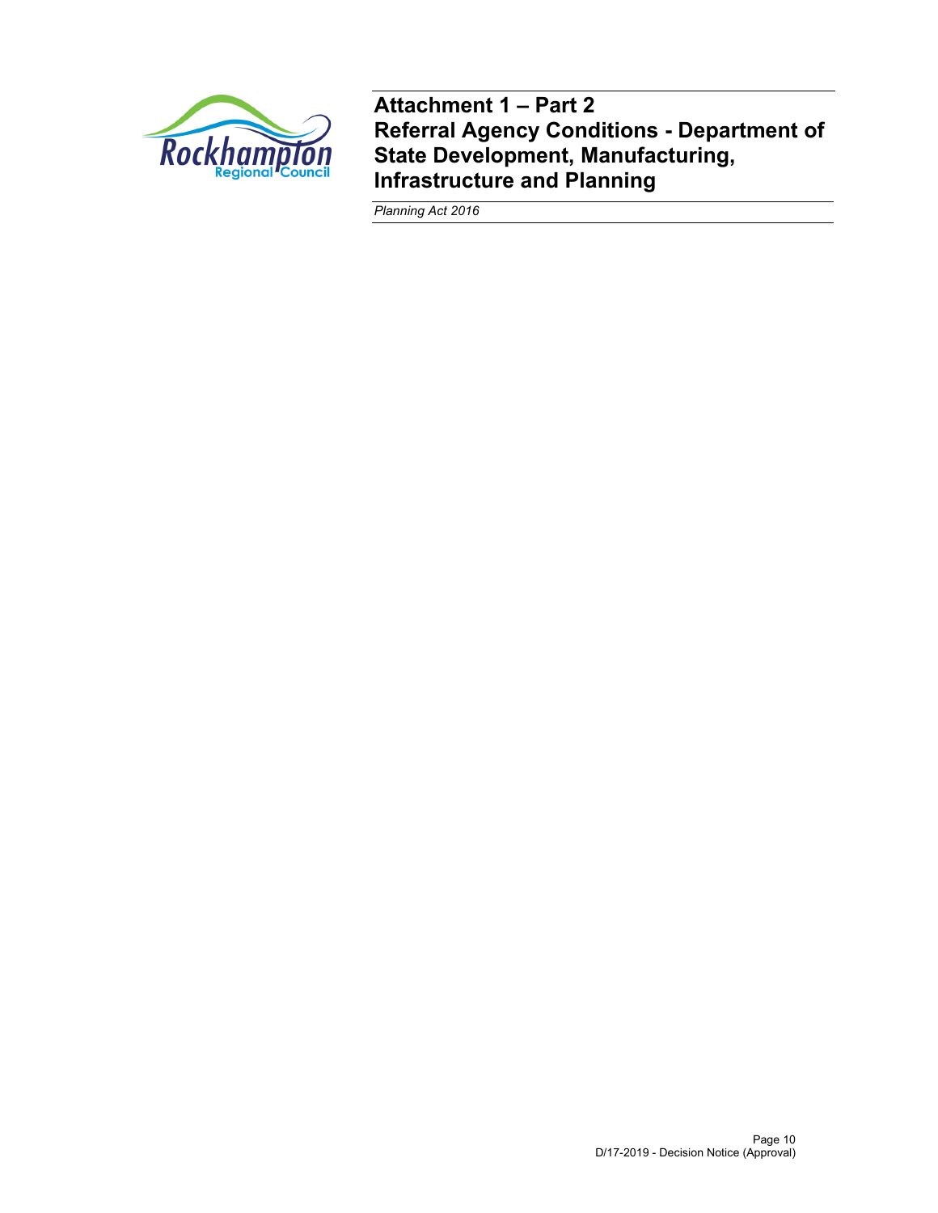# Attachment 1 – Part 2
# Referral Agency Conditions - Department of State Development, Manufacturing, Infrastructure and Planning

*Planning Act 2016*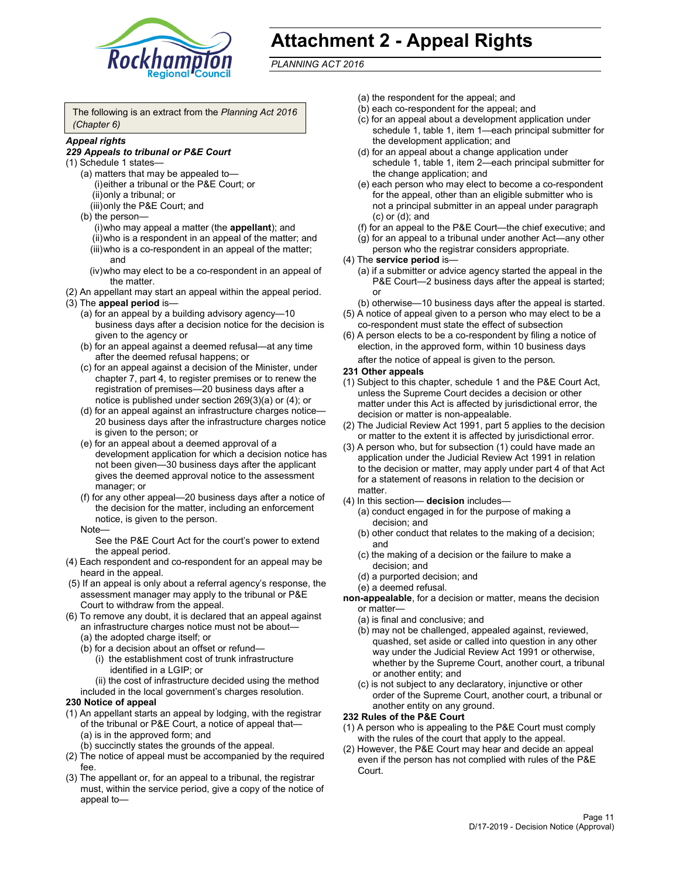# Attachment 2 - Appeal Rights

*PLANNING ACT 2016*

The following is an extract from the *Planning Act 2016 (Chapter 6)*

***Appeal rights***

***229 Appeals to tribunal or P&E Court***

(1) Schedule 1 states—

- (a) matters that may be appealed to—
  - (i) either a tribunal or the P&E Court; or
  - (ii) only a tribunal; or
  - (iii) only the P&E Court; and
- (b) the person—
  - (i) who may appeal a matter (the **appellant**); and
  - (ii) who is a respondent in an appeal of the matter; and
  - (iii) who is a co-respondent in an appeal of the matter; and
  - (iv) who may elect to be a co-respondent in an appeal of the matter.

(2) An appellant may start an appeal within the appeal period.

(3) The **appeal period** is—

- (a) for an appeal by a building advisory agency—10 business days after a decision notice for the decision is given to the agency or
- (b) for an appeal against a deemed refusal—at any time after the deemed refusal happens; or
- (c) for an appeal against a decision of the Minister, under chapter 7, part 4, to register premises or to renew the registration of premises—20 business days after a notice is published under section 269(3)(a) or (4); or
- (d) for an appeal against an infrastructure charges notice—20 business days after the infrastructure charges notice is given to the person; or
- (e) for an appeal about a deemed approval of a development application for which a decision notice has not been given—30 business days after the applicant gives the deemed approval notice to the assessment manager; or
- (f) for any other appeal—20 business days after a notice of the decision for the matter, including an enforcement notice, is given to the person.

Note—

See the P&E Court Act for the court's power to extend the appeal period.

(4) Each respondent and co-respondent for an appeal may be heard in the appeal.

(5) If an appeal is only about a referral agency's response, the assessment manager may apply to the tribunal or P&E Court to withdraw from the appeal.

(6) To remove any doubt, it is declared that an appeal against an infrastructure charges notice must not be about—

- (a) the adopted charge itself; or
- (b) for a decision about an offset or refund—
  - (i) the establishment cost of trunk infrastructure identified in a LGIP; or
  - (ii) the cost of infrastructure decided using the method included in the local government's charges resolution.

**230 Notice of appeal**

(1) An appellant starts an appeal by lodging, with the registrar of the tribunal or P&E Court, a notice of appeal that—

- (a) is in the approved form; and
- (b) succinctly states the grounds of the appeal.

(2) The notice of appeal must be accompanied by the required fee.

(3) The appellant or, for an appeal to a tribunal, the registrar must, within the service period, give a copy of the notice of appeal to—

- (a) the respondent for the appeal; and
- (b) each co-respondent for the appeal; and
- (c) for an appeal about a development application under schedule 1, table 1, item 1—each principal submitter for the development application; and
- (d) for an appeal about a change application under schedule 1, table 1, item 2—each principal submitter for the change application; and
- (e) each person who may elect to become a co-respondent for the appeal, other than an eligible submitter who is not a principal submitter in an appeal under paragraph (c) or (d); and
- (f) for an appeal to the P&E Court—the chief executive; and
- (g) for an appeal to a tribunal under another Act—any other person who the registrar considers appropriate.

(4) The **service period** is—

- (a) if a submitter or advice agency started the appeal in the P&E Court—2 business days after the appeal is started; or
- (b) otherwise—10 business days after the appeal is started.

(5) A notice of appeal given to a person who may elect to be a co-respondent must state the effect of subsection

(6) A person elects to be a co-respondent by filing a notice of election, in the approved form, within 10 business days after the notice of appeal is given to the person.

**231 Other appeals**

(1) Subject to this chapter, schedule 1 and the P&E Court Act, unless the Supreme Court decides a decision or other matter under this Act is affected by jurisdictional error, the decision or matter is non-appealable.

(2) The Judicial Review Act 1991, part 5 applies to the decision or matter to the extent it is affected by jurisdictional error.

(3) A person who, but for subsection (1) could have made an application under the Judicial Review Act 1991 in relation to the decision or matter, may apply under part 4 of that Act for a statement of reasons in relation to the decision or matter.

(4) In this section— **decision** includes—

- (a) conduct engaged in for the purpose of making a decision; and
- (b) other conduct that relates to the making of a decision; and
- (c) the making of a decision or the failure to make a decision; and
- (d) a purported decision; and
- (e) a deemed refusal.

**non-appealable**, for a decision or matter, means the decision or matter—

- (a) is final and conclusive; and
- (b) may not be challenged, appealed against, reviewed, quashed, set aside or called into question in any other way under the Judicial Review Act 1991 or otherwise, whether by the Supreme Court, another court, a tribunal or another entity; and
- (c) is not subject to any declaratory, injunctive or other order of the Supreme Court, another court, a tribunal or another entity on any ground.

**232 Rules of the P&E Court**

(1) A person who is appealing to the P&E Court must comply with the rules of the court that apply to the appeal.

(2) However, the P&E Court may hear and decide an appeal even if the person has not complied with rules of the P&E Court.

D/17-2019 - Decision Notice (Approval)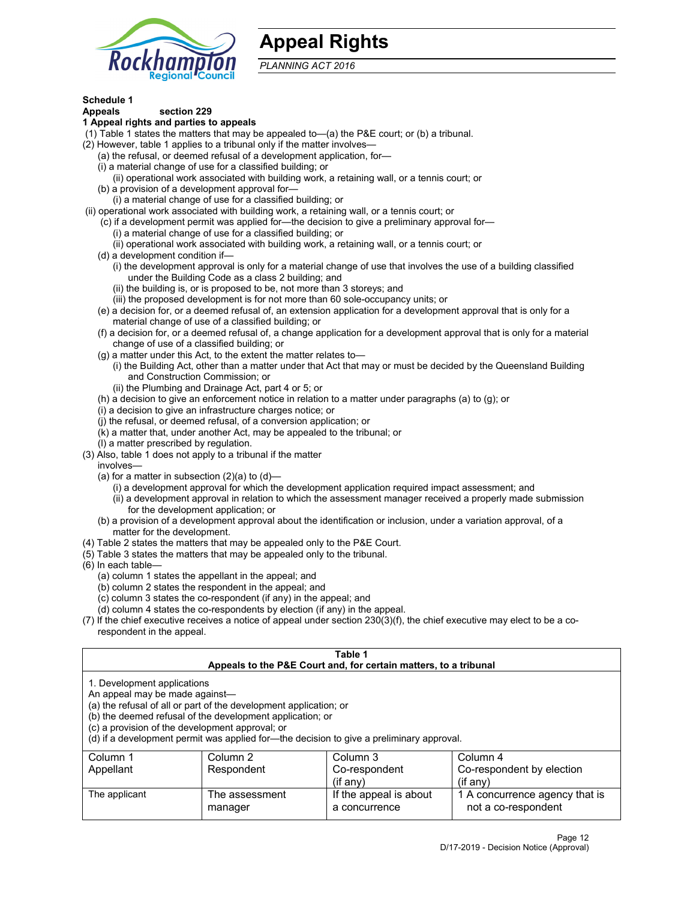# Appeal Rights

*PLANNING ACT 2016*

**Schedule 1**
**Appeals section 229**
**1 Appeal rights and parties to appeals**

(1) Table 1 states the matters that may be appealed to—(a) the P&E court; or (b) a tribunal.
(2) However, table 1 applies to a tribunal only if the matter involves—
(a) the refusal, or deemed refusal of a development application, for—
(i) a material change of use for a classified building; or
(ii) operational work associated with building work, a retaining wall, or a tennis court; or
(b) a provision of a development approval for—
(i) a material change of use for a classified building; or
(ii) operational work associated with building work, a retaining wall, or a tennis court; or
(c) if a development permit was applied for—the decision to give a preliminary approval for—
(i) a material change of use for a classified building; or
(ii) operational work associated with building work, a retaining wall, or a tennis court; or
(d) a development condition if—
(i) the development approval is only for a material change of use that involves the use of a building classified under the Building Code as a class 2 building; and
(ii) the building is, or is proposed to be, not more than 3 storeys; and
(iii) the proposed development is for not more than 60 sole-occupancy units; or
(e) a decision for, or a deemed refusal of, an extension application for a development approval that is only for a material change of use of a classified building; or
(f) a decision for, or a deemed refusal of, a change application for a development approval that is only for a material change of use of a classified building; or
(g) a matter under this Act, to the extent the matter relates to—
(i) the Building Act, other than a matter under that Act that may or must be decided by the Queensland Building and Construction Commission; or
(ii) the Plumbing and Drainage Act, part 4 or 5; or
(h) a decision to give an enforcement notice in relation to a matter under paragraphs (a) to (g); or
(i) a decision to give an infrastructure charges notice; or
(j) the refusal, or deemed refusal, of a conversion application; or
(k) a matter that, under another Act, may be appealed to the tribunal; or
(l) a matter prescribed by regulation.
(3) Also, table 1 does not apply to a tribunal if the matter involves—
(a) for a matter in subsection (2)(a) to (d)—
(i) a development approval for which the development application required impact assessment; and
(ii) a development approval in relation to which the assessment manager received a properly made submission for the development application; or
(b) a provision of a development approval about the identification or inclusion, under a variation approval, of a matter for the development.
(4) Table 2 states the matters that may be appealed only to the P&E Court.
(5) Table 3 states the matters that may be appealed only to the tribunal.
(6) In each table—
(a) column 1 states the appellant in the appeal; and
(b) column 2 states the respondent in the appeal; and
(c) column 3 states the co-respondent (if any) in the appeal; and
(d) column 4 states the co-respondents by election (if any) in the appeal.
(7) If the chief executive receives a notice of appeal under section 230(3)(f), the chief executive may elect to be a co-respondent in the appeal.

**Table 1**
**Appeals to the P&E Court and, for certain matters, to a tribunal**

1. Development applications
An appeal may be made against—
(a) the refusal of all or part of the development application; or
(b) the deemed refusal of the development application; or
(c) a provision of the development approval; or
(d) if a development permit was applied for—the decision to give a preliminary approval.

| Column 1 Appellant | Column 2 Respondent | Column 3 Co-respondent (if any) | Column 4 Co-respondent by election (if any) |
|---|---|---|---|
| The applicant | The assessment manager | If the appeal is about a concurrence | 1 A concurrence agency that is not a co-respondent |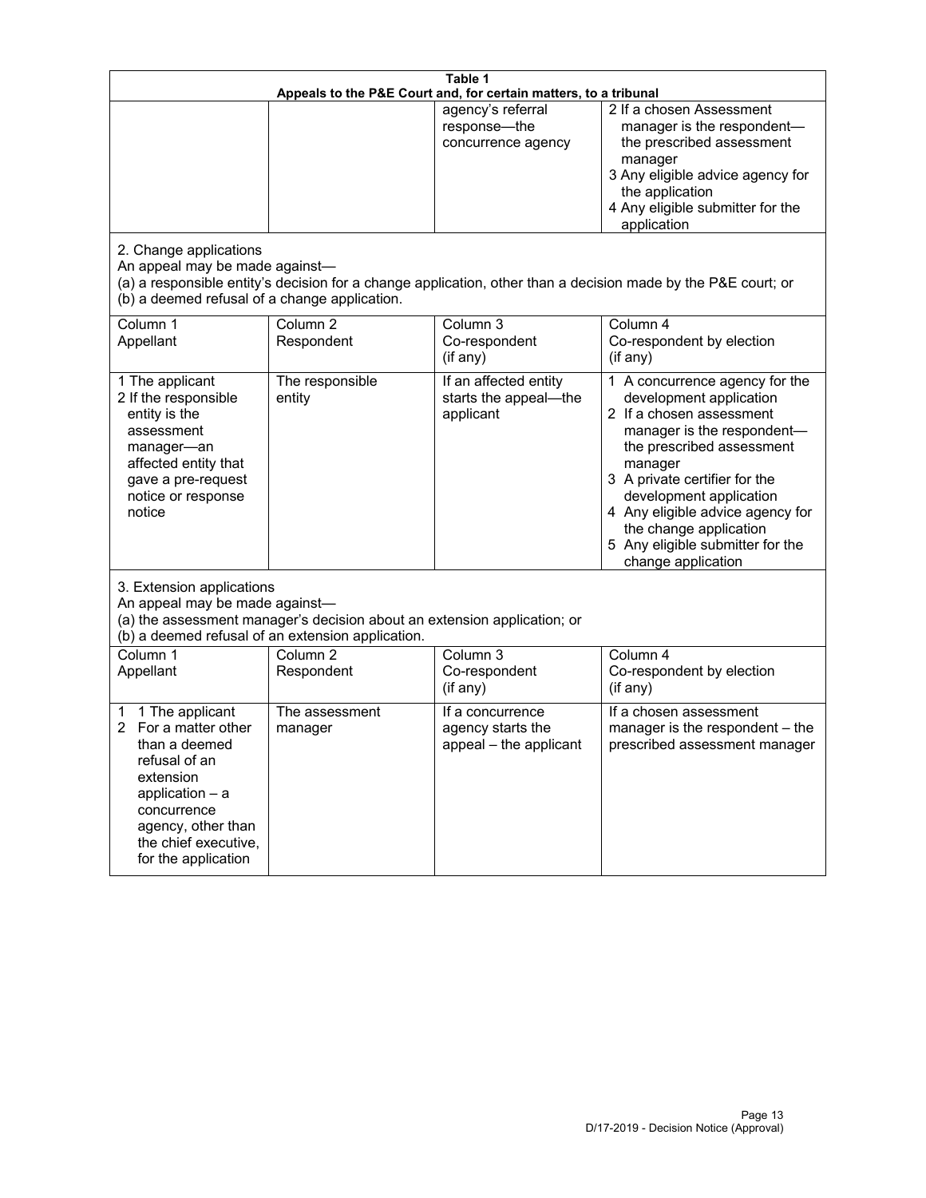| Table 1 | | | |
|---|---|---|---|
| Appeals to the P&E Court and, for certain matters, to a tribunal | | | |
| | | agency's referral response—the concurrence agency | 2 If a chosen Assessment manager is the respondent—the prescribed assessment manager<br>3 Any eligible advice agency for the application<br>4 Any eligible submitter for the application |
| 2. Change applications<br>An appeal may be made against—<br>(a) a responsible entity's decision for a change application, other than a decision made by the P&E court; or<br>(b) a deemed refusal of a change application. | | | |
| Column 1<br>Appellant | Column 2<br>Respondent | Column 3<br>Co-respondent<br>(if any) | Column 4<br>Co-respondent by election<br>(if any) |
| 1 The applicant<br>2 If the responsible entity is the assessment manager—an affected entity that gave a pre-request notice or response notice | The responsible entity | If an affected entity starts the appeal—the applicant | 1 A concurrence agency for the development application<br>2 If a chosen assessment manager is the respondent—the prescribed assessment manager<br>3 A private certifier for the development application<br>4 Any eligible advice agency for the change application<br>5 Any eligible submitter for the change application |
| 3. Extension applications<br>An appeal may be made against—<br>(a) the assessment manager's decision about an extension application; or<br>(b) a deemed refusal of an extension application. | | | |
| Column 1<br>Appellant | Column 2<br>Respondent | Column 3<br>Co-respondent<br>(if any) | Column 4<br>Co-respondent by election<br>(if any) |
| 1 1 The applicant<br>2 For a matter other than a deemed refusal of an extension application – a concurrence agency, other than the chief executive, for the application | The assessment manager | If a concurrence agency starts the appeal – the applicant | If a chosen assessment manager is the respondent – the prescribed assessment manager |

D/17-2019 - Decision Notice (Approval)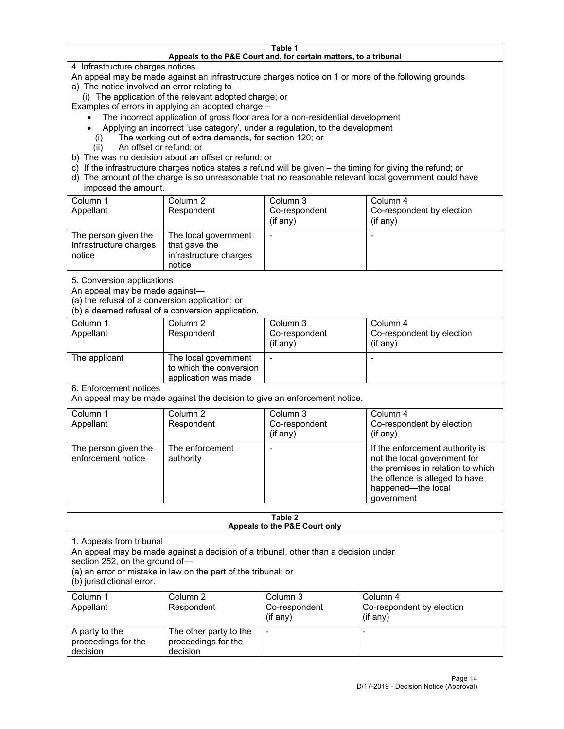**Table 1**
**Appeals to the P&E Court and, for certain matters, to a tribunal**

4. Infrastructure charges notices

An appeal may be made against an infrastructure charges notice on 1 or more of the following grounds

a) The notice involved an error relating to –
   (i) The application of the relevant adopted charge; or

Examples of errors in applying an adopted charge –

- The incorrect application of gross floor area for a non-residential development
- Applying an incorrect 'use category', under a regulation, to the development

   (i) The working out of extra demands, for section 120; or
   (ii) An offset or refund; or

b) The was no decision about an offset or refund; or
c) If the infrastructure charges notice states a refund will be given – the timing for giving the refund; or
d) The amount of the charge is so unreasonable that no reasonable relevant local government could have imposed the amount.

| Column 1 Appellant | Column 2 Respondent | Column 3 Co-respondent (if any) | Column 4 Co-respondent by election (if any) |
|---|---|---|---|
| The person given the Infrastructure charges notice | The local government that gave the infrastructure charges notice | - | - |

5. Conversion applications

An appeal may be made against—
(a) the refusal of a conversion application; or
(b) a deemed refusal of a conversion application.

| Column 1 Appellant | Column 2 Respondent | Column 3 Co-respondent (if any) | Column 4 Co-respondent by election (if any) |
|---|---|---|---|
| The applicant | The local government to which the conversion application was made | - | - |

6. Enforcement notices

An appeal may be made against the decision to give an enforcement notice.

| Column 1 Appellant | Column 2 Respondent | Column 3 Co-respondent (if any) | Column 4 Co-respondent by election (if any) |
|---|---|---|---|
| The person given the enforcement notice | The enforcement authority | - | If the enforcement authority is not the local government for the premises in relation to which the offence is alleged to have happened—the local government |

**Table 2**
**Appeals to the P&E Court only**

1. Appeals from tribunal

An appeal may be made against a decision of a tribunal, other than a decision under section 252, on the ground of—
(a) an error or mistake in law on the part of the tribunal; or
(b) jurisdictional error.

| Column 1 Appellant | Column 2 Respondent | Column 3 Co-respondent (if any) | Column 4 Co-respondent by election (if any) |
|---|---|---|---|
| A party to the proceedings for the decision | The other party to the proceedings for the decision | - | - |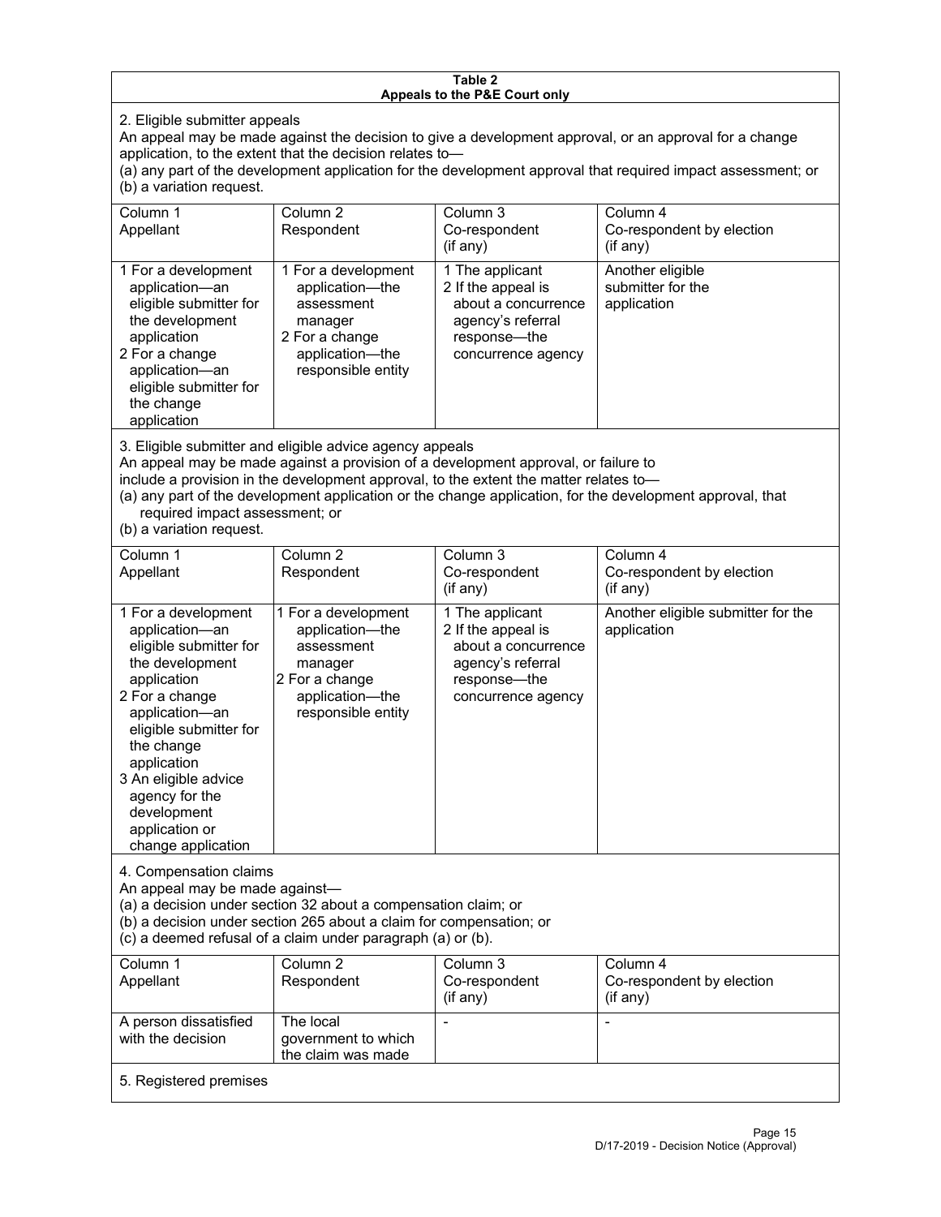**Table 2**
**Appeals to the P&E Court only**

2. Eligible submitter appeals

An appeal may be made against the decision to give a development approval, or an approval for a change application, to the extent that the decision relates to—

(a) any part of the development application for the development approval that required impact assessment; or

(b) a variation request.

| Column 1<br>Appellant | Column 2<br>Respondent | Column 3<br>Co-respondent<br>(if any) | Column 4<br>Co-respondent by election<br>(if any) |
|---|---|---|---|
| 1 For a development application—an eligible submitter for the development application<br>2 For a change application—an eligible submitter for the change application | 1 For a development application—the assessment manager<br>2 For a change application—the responsible entity | 1 The applicant<br>2 If the appeal is about a concurrence agency's referral response—the concurrence agency | Another eligible submitter for the application |

3. Eligible submitter and eligible advice agency appeals

An appeal may be made against a provision of a development approval, or failure to include a provision in the development approval, to the extent the matter relates to—

(a) any part of the development application or the change application, for the development approval, that required impact assessment; or

(b) a variation request.

| Column 1<br>Appellant | Column 2<br>Respondent | Column 3<br>Co-respondent<br>(if any) | Column 4<br>Co-respondent by election<br>(if any) |
|---|---|---|---|
| 1 For a development application—an eligible submitter for the development application<br>2 For a change application—an eligible submitter for the change application<br>3 An eligible advice agency for the development application or change application | 1 For a development application—the assessment manager<br>2 For a change application—the responsible entity | 1 The applicant<br>2 If the appeal is about a concurrence agency's referral response—the concurrence agency | Another eligible submitter for the application |

4. Compensation claims

An appeal may be made against—

(a) a decision under section 32 about a compensation claim; or

(b) a decision under section 265 about a claim for compensation; or

(c) a deemed refusal of a claim under paragraph (a) or (b).

| Column 1<br>Appellant | Column 2<br>Respondent | Column 3<br>Co-respondent<br>(if any) | Column 4<br>Co-respondent by election<br>(if any) |
|---|---|---|---|
| A person dissatisfied with the decision | The local government to which the claim was made | - | - |

5. Registered premises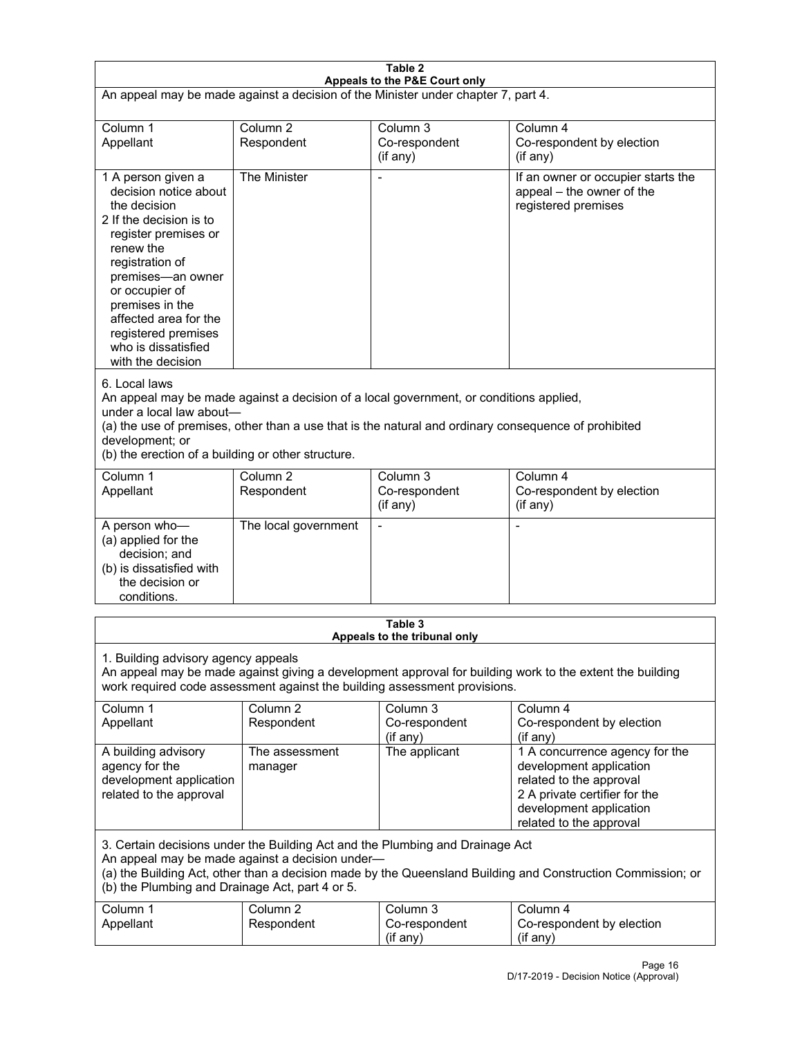**Table 2**
**Appeals to the P&E Court only**

An appeal may be made against a decision of the Minister under chapter 7, part 4.

| Column 1<br>Appellant | Column 2<br>Respondent | Column 3<br>Co-respondent<br>(if any) | Column 4<br>Co-respondent by election<br>(if any) |
|---|---|---|---|
| 1 A person given a decision notice about the decision<br>2 If the decision is to register premises or renew the registration of premises—an owner or occupier of premises in the affected area for the registered premises who is dissatisfied with the decision | The Minister | - | If an owner or occupier starts the appeal – the owner of the registered premises |

6. Local laws

An appeal may be made against a decision of a local government, or conditions applied, under a local law about—

(a) the use of premises, other than a use that is the natural and ordinary consequence of prohibited development; or

(b) the erection of a building or other structure.

| Column 1<br>Appellant | Column 2<br>Respondent | Column 3<br>Co-respondent<br>(if any) | Column 4<br>Co-respondent by election<br>(if any) |
|---|---|---|---|
| A person who—<br>(a) applied for the decision; and<br>(b) is dissatisfied with the decision or conditions. | The local government | - | - |

**Table 3**
**Appeals to the tribunal only**

1. Building advisory agency appeals

An appeal may be made against giving a development approval for building work to the extent the building work required code assessment against the building assessment provisions.

| Column 1<br>Appellant | Column 2<br>Respondent | Column 3<br>Co-respondent<br>(if any) | Column 4<br>Co-respondent by election<br>(if any) |
|---|---|---|---|
| A building advisory agency for the development application related to the approval | The assessment manager | The applicant | 1 A concurrence agency for the development application related to the approval<br>2 A private certifier for the development application related to the approval |

3. Certain decisions under the Building Act and the Plumbing and Drainage Act

An appeal may be made against a decision under—

(a) the Building Act, other than a decision made by the Queensland Building and Construction Commission; or

(b) the Plumbing and Drainage Act, part 4 or 5.

| Column 1<br>Appellant | Column 2<br>Respondent | Column 3<br>Co-respondent<br>(if any) | Column 4<br>Co-respondent by election<br>(if any) |
|---|---|---|---|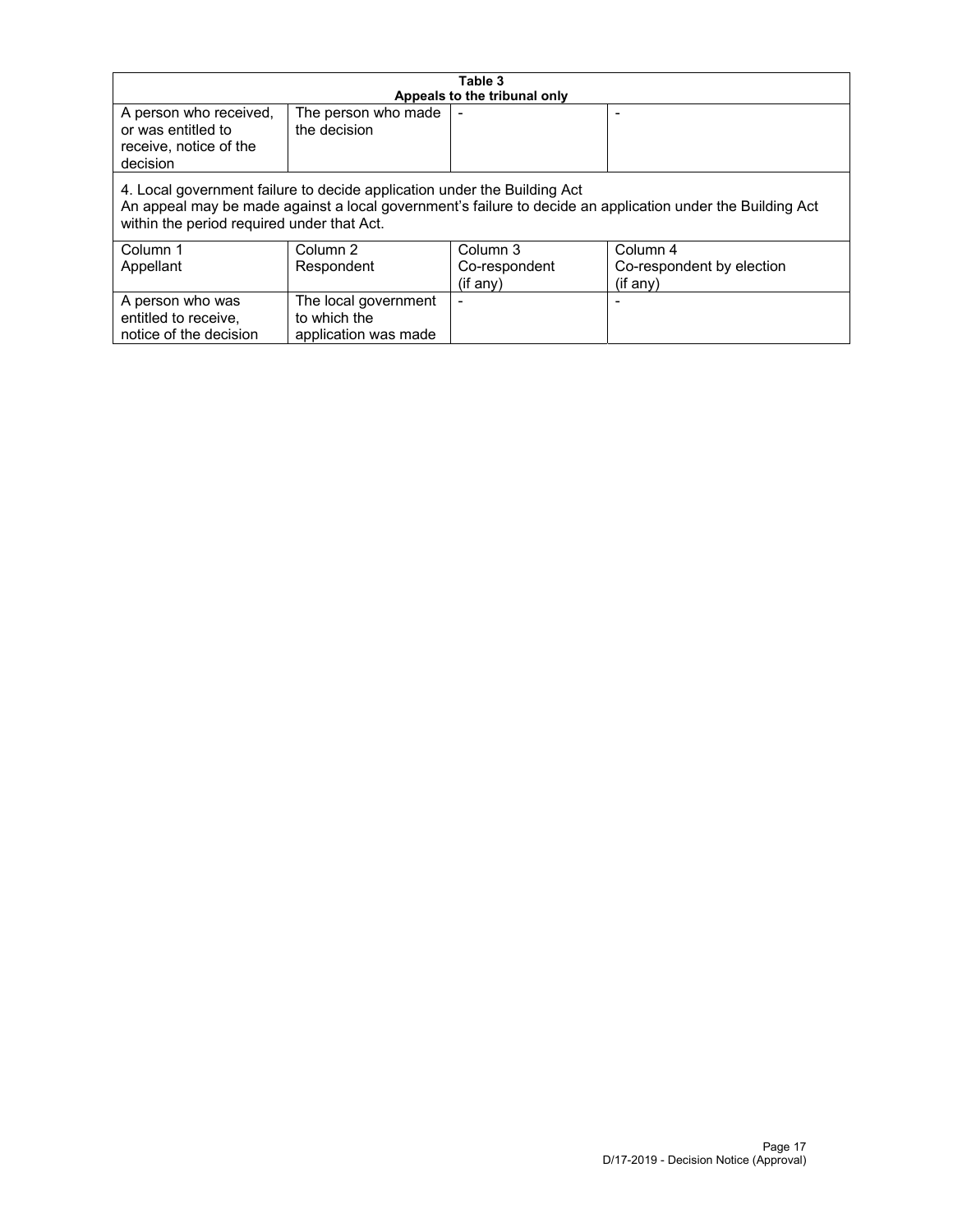| Table 3<br>Appeals to the tribunal only | | | |
|---|---|---|---|
| A person who received, or was entitled to receive, notice of the decision | The person who made the decision | - | - |
| 4. Local government failure to decide application under the Building Act<br>An appeal may be made against a local government's failure to decide an application under the Building Act within the period required under that Act. | | | |
| Column 1<br>Appellant | Column 2<br>Respondent | Column 3<br>Co-respondent<br>(if any) | Column 4<br>Co-respondent by election<br>(if any) |
| A person who was entitled to receive, notice of the decision | The local government to which the application was made | - | - |

D/17-2019 - Decision Notice (Approval)